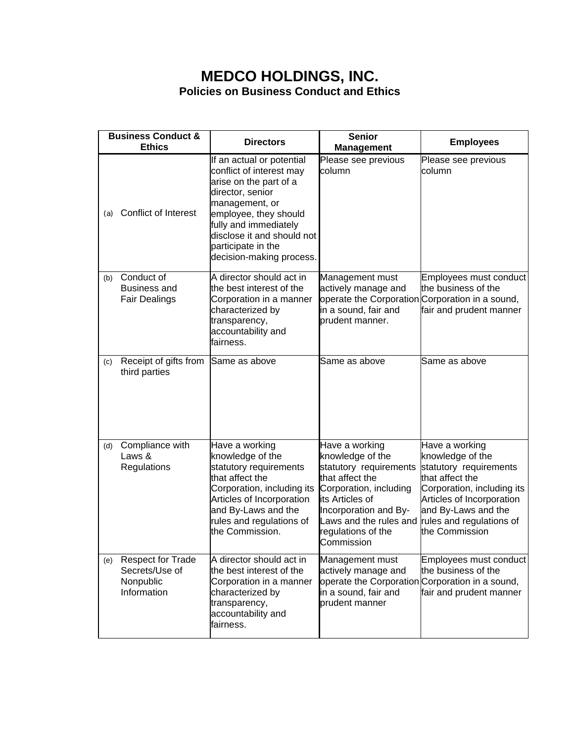# MEDCO HOLDINGS, INC.

## Policies on Business Conduct and Ethics

| Business Conduct & Ethics | Directors | Senior Management | Employees |
|---|---|---|---|
| (a) Conflict of Interest | If an actual or potential conflict of interest may arise on the part of a director, senior management, or employee, they should fully and immediately disclose it and should not participate in the decision-making process. | Please see previous column | Please see previous column |
| (b) Conduct of Business and Fair Dealings | A director should act in the best interest of the Corporation in a manner characterized by transparency, accountability and fairness. | Management must actively manage and operate the Corporation in a sound, fair and prudent manner. | Employees must conduct the business of the Corporation in a sound, fair and prudent manner |
| (c) Receipt of gifts from third parties | Same as above | Same as above | Same as above |
| (d) Compliance with Laws & Regulations | Have a working knowledge of the statutory requirements that affect the Corporation, including its Articles of Incorporation and By-Laws and the rules and regulations of the Commission. | Have a working knowledge of the statutory requirements that affect the Corporation, including its Articles of Incorporation and By-Laws and the rules and regulations of the Commission | Have a working knowledge of the statutory requirements that affect the Corporation, including its Articles of Incorporation and By-Laws and the rules and regulations of the Commission |
| (e) Respect for Trade Secrets/Use of Nonpublic Information | A director should act in the best interest of the Corporation in a manner characterized by transparency, accountability and fairness. | Management must actively manage and operate the Corporation in a sound, fair and prudent manner | Employees must conduct the business of the Corporation in a sound, fair and prudent manner |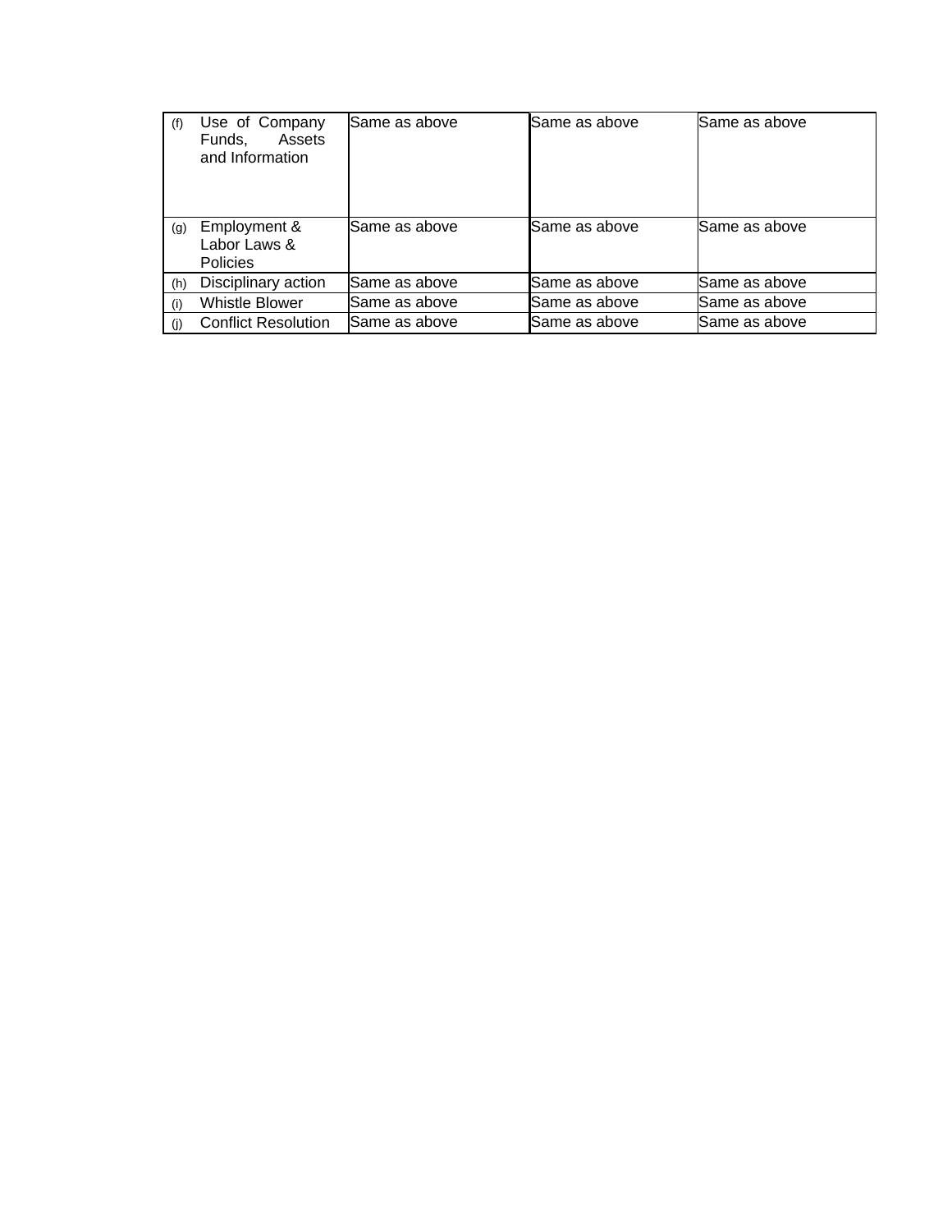| | | | | |
|---|---|---|---|---|
| (f) | Use of Company Funds, Assets and Information | Same as above | Same as above | Same as above |
| (g) | Employment & Labor Laws & Policies | Same as above | Same as above | Same as above |
| (h) | Disciplinary action | Same as above | Same as above | Same as above |
| (i) | Whistle Blower | Same as above | Same as above | Same as above |
| (j) | Conflict Resolution | Same as above | Same as above | Same as above |